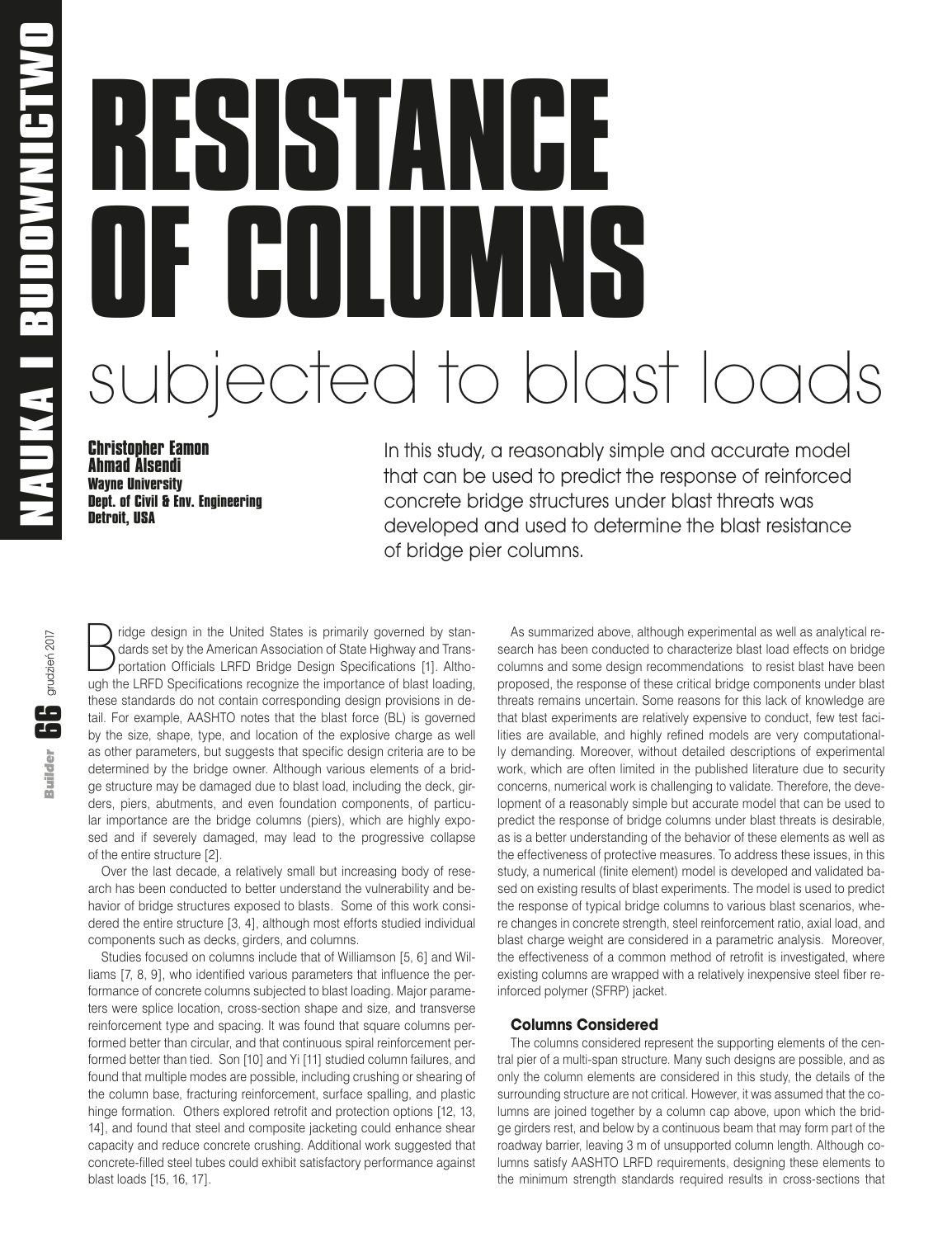# RESISTANCE OF COLUMNS

## subjected to blast loads

**Christopher Eamon**
**Ahmad Alsendi**
**Wayne University**
**Dept. of Civil & Env. Engineering**
**Detroit, USA**

In this study, a reasonably simple and accurate model that can be used to predict the response of reinforced concrete bridge structures under blast threats was developed and used to determine the blast resistance of bridge pier columns.

Bridge design in the United States is primarily governed by standards set by the American Association of State Highway and Transportation Officials LRFD Bridge Design Specifications [1]. Although the LRFD Specifications recognize the importance of blast loading, these standards do not contain corresponding design provisions in detail. For example, AASHTO notes that the blast force (BL) is governed by the size, shape, type, and location of the explosive charge as well as other parameters, but suggests that specific design criteria are to be determined by the bridge owner. Although various elements of a bridge structure may be damaged due to blast load, including the deck, girders, piers, abutments, and even foundation components, of particular importance are the bridge columns (piers), which are highly exposed and if severely damaged, may lead to the progressive collapse of the entire structure [2].

Over the last decade, a relatively small but increasing body of research has been conducted to better understand the vulnerability and behavior of bridge structures exposed to blasts. Some of this work considered the entire structure [3, 4], although most efforts studied individual components such as decks, girders, and columns.

Studies focused on columns include that of Williamson [5, 6] and Williams [7, 8, 9], who identified various parameters that influence the performance of concrete columns subjected to blast loading. Major parameters were splice location, cross-section shape and size, and transverse reinforcement type and spacing. It was found that square columns performed better than circular, and that continuous spiral reinforcement performed better than tied. Son [10] and Yi [11] studied column failures, and found that multiple modes are possible, including crushing or shearing of the column base, fracturing reinforcement, surface spalling, and plastic hinge formation. Others explored retrofit and protection options [12, 13, 14], and found that steel and composite jacketing could enhance shear capacity and reduce concrete crushing. Additional work suggested that concrete-filled steel tubes could exhibit satisfactory performance against blast loads [15, 16, 17].

As summarized above, although experimental as well as analytical research has been conducted to characterize blast load effects on bridge columns and some design recommendations to resist blast have been proposed, the response of these critical bridge components under blast threats remains uncertain. Some reasons for this lack of knowledge are that blast experiments are relatively expensive to conduct, few test facilities are available, and highly refined models are very computationally demanding. Moreover, without detailed descriptions of experimental work, which are often limited in the published literature due to security concerns, numerical work is challenging to validate. Therefore, the development of a reasonably simple but accurate model that can be used to predict the response of bridge columns under blast threats is desirable, as is a better understanding of the behavior of these elements as well as the effectiveness of protective measures. To address these issues, in this study, a numerical (finite element) model is developed and validated based on existing results of blast experiments. The model is used to predict the response of typical bridge columns to various blast scenarios, where changes in concrete strength, steel reinforcement ratio, axial load, and blast charge weight are considered in a parametric analysis. Moreover, the effectiveness of a common method of retrofit is investigated, where existing columns are wrapped with a relatively inexpensive steel fiber reinforced polymer (SFRP) jacket.

### Columns Considered

The columns considered represent the supporting elements of the central pier of a multi-span structure. Many such designs are possible, and as only the column elements are considered in this study, the details of the surrounding structure are not critical. However, it was assumed that the columns are joined together by a column cap above, upon which the bridge girders rest, and below by a continuous beam that may form part of the roadway barrier, leaving 3 m of unsupported column length. Although columns satisfy AASHTO LRFD requirements, designing these elements to the minimum strength standards required results in cross-sections that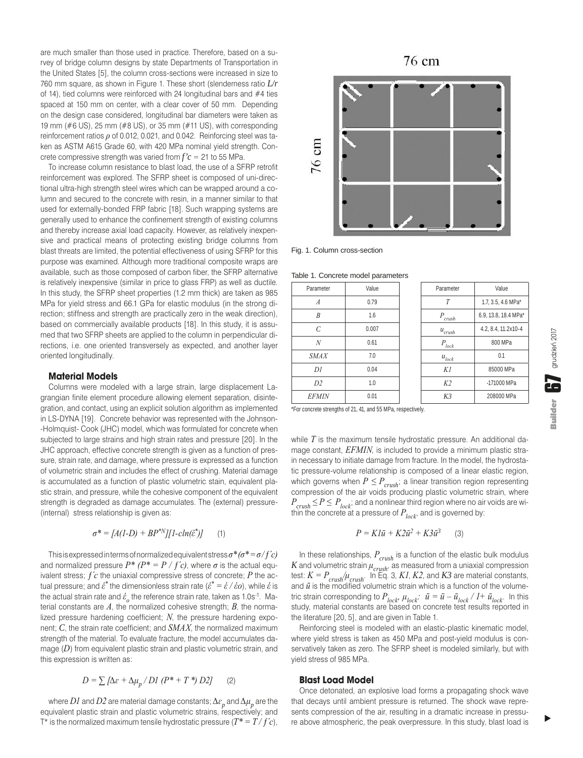are much smaller than those used in practice. Therefore, based on a survey of bridge column designs by state Departments of Transportation in the United States [5], the column cross-sections were increased in size to 760 mm square, as shown in Figure 1. These short (slenderness ratio $L/r$ of 14), tied columns were reinforced with 24 longitudinal bars and #4 ties spaced at 150 mm on center, with a clear cover of 50 mm. Depending on the design case considered, longitudinal bar diameters were taken as 19 mm (#6 US), 25 mm (#8 US), or 35 mm (#11 US), with corresponding reinforcement ratios $\rho$ of 0.012, 0.021, and 0.042. Reinforcing steel was taken as ASTM A615 Grade 60, with 420 MPa nominal yield strength. Concrete compressive strength was varied from $f'c$ = 21 to 55 MPa.

To increase column resistance to blast load, the use of a SFRP retrofit reinforcement was explored. The SFRP sheet is composed of uni-directional ultra-high strength steel wires which can be wrapped around a column and secured to the concrete with resin, in a manner similar to that used for externally-bonded FRP fabric [18]. Such wrapping systems are generally used to enhance the confinement strength of existing columns and thereby increase axial load capacity. However, as relatively inexpensive and practical means of protecting existing bridge columns from blast threats are limited, the potential effectiveness of using SFRP for this purpose was examined. Although more traditional composite wraps are available, such as those composed of carbon fiber, the SFRP alternative is relatively inexpensive (similar in price to glass FRP) as well as ductile. In this study, the SFRP sheet properties (1.2 mm thick) are taken as 985 MPa for yield stress and 66.1 GPa for elastic modulus (in the strong direction; stiffness and strength are practically zero in the weak direction), based on commercially available products [18]. In this study, it is assumed that two SFRP sheets are applied to the column in perpendicular directions, i.e. one oriented transversely as expected, and another layer oriented longitudinally.

76 cm

76 cm

Fig. 1. Column cross-section

### Material Models

Columns were modeled with a large strain, large displacement Lagrangian finite element procedure allowing element separation, disintegration, and contact, using an explicit solution algorithm as implemented in LS-DYNA [19]. Concrete behavior was represented with the Johnson-Holmquist- Cook (JHC) model, which was formulated for concrete when subjected to large strains and high strain rates and pressure [20]. In the JHC approach, effective concrete strength is given as a function of pressure, strain rate, and damage, where pressure is expressed as a function of volumetric strain and includes the effect of crushing. Material damage is accumulated as a function of plastic volumetric stain, equivalent plastic strain, and pressure, while the cohesive component of the equivalent strength is degraded as damage accumulates. The (external) pressure-(internal) stress relationship is given as:

$$\sigma^* = [A(1-D) + BP^{*N}][1-c\ln(\dot{\varepsilon}^*)] \qquad (1)$$

This is expressed in terms of normalized equivalent stress $\sigma^*$ ($\sigma^* = \sigma / f'c$) and normalized pressure $P^*$ ($P^* = P / f'c$), where $\sigma$ is the actual equivalent stress; $f'c$ the uniaxial compressive stress of concrete; $P$ the actual pressure; and $\dot{\varepsilon}^*$ the dimensionless strain rate ($\dot{\varepsilon}^* = \dot{\varepsilon} / \dot{\varepsilon}o$), while $\dot{\varepsilon}$ is the actual strain rate and $\dot{\varepsilon}_o$ the reference strain rate, taken as 1.0s$^{-1}$. Material constants are $A$, the normalized cohesive strength; $B$, the normalized pressure hardening coefficient; $N$, the pressure hardening exponent; $C$, the strain rate coefficient; and $SMAX$, the normalized maximum strength of the material. To evaluate fracture, the model accumulates damage ($D$) from equivalent plastic strain and plastic volumetric strain, and this expression is written as:

$$D = \sum [\Delta\varepsilon + \Delta\mu_p / D1\ (P^* + T^*)\ D2] \qquad (2)$$

where $D1$ and $D2$ are material damage constants; $\Delta\varepsilon_p$ and $\Delta\mu_p$ are the equivalent plastic strain and plastic volumetric strains, respectively; and $T^*$ is the normalized maximum tensile hydrostatic pressure ($T^* = T / f'c$), while $T$ is the maximum tensile hydrostatic pressure. An additional damage constant, $EFMIN$, is included to provide a minimum plastic strain necessary to initiate damage from fracture. In the model, the hydrostatic pressure-volume relationship is composed of a linear elastic region, which governs when $P \le P_{crush}$; a linear transition region representing compression of the air voids producing plastic volumetric strain, where $P_{crush} \le P \le P_{lock}$; and a nonlinear third region where no air voids are within the concrete at a pressure of $P_{lock}$, and is governed by:

$$P = K1\bar{u} + K2\bar{u}^2 + K3\bar{u}^3 \qquad (3)$$

In these relationships, $P_{crush}$ is a function of the elastic bulk modulus $K$ and volumetric strain $\mu_{crush}$, as measured from a uniaxial compression test: $K = P_{crush}/\mu_{crush}$. In Eq. 3, $K1$, $K2$, and $K3$ are material constants, and $\bar{u}$ is the modified volumetric strain which is a function of the volumetric strain corresponding to $P_{lock}$, $\mu_{lock}$: $\bar{u} = \bar{u} - \bar{u}_{lock} / 1 + \bar{u}_{lock}$. In this study, material constants are based on concrete test results reported in the literature [20, 5], and are given in Table 1.

Table 1. Concrete model parameters

| Parameter | Value | Parameter | Value |
|---|---|---|---|
| $A$ | 0.79 | $T$ | 1.7, 3.5, 4.6 MPa* |
| $B$ | 1.6 | $P_{crush}$ | 6.9, 13.8, 18.4 MPa* |
| $C$ | 0.007 | $u_{crush}$ | 4.2, 8.4, 11.2x10-4 |
| $N$ | 0.61 | $P_{lock}$ | 800 MPa |
| $SMAX$ | 7.0 | $u_{lock}$ | 0.1 |
| $D1$ | 0.04 | $K1$ | 85000 MPa |
| $D2$ | 1.0 | $K2$ | -171000 MPa |
| $EFMIN$ | 0.01 | $K3$ | 208000 MPa |

*For concrete strengths of 21, 41, and 55 MPa, respectively.

Reinforcing steel is modeled with an elastic-plastic kinematic model, where yield stress is taken as 450 MPa and post-yield modulus is conservatively taken as zero. The SFRP sheet is modeled similarly, but with yield stress of 985 MPa.

### Blast Load Model

Once detonated, an explosive load forms a propagating shock wave that decays until ambient pressure is returned. The shock wave represents compression of the air, resulting in a dramatic increase in pressure above atmospheric, the peak overpressure. In this study, blast load is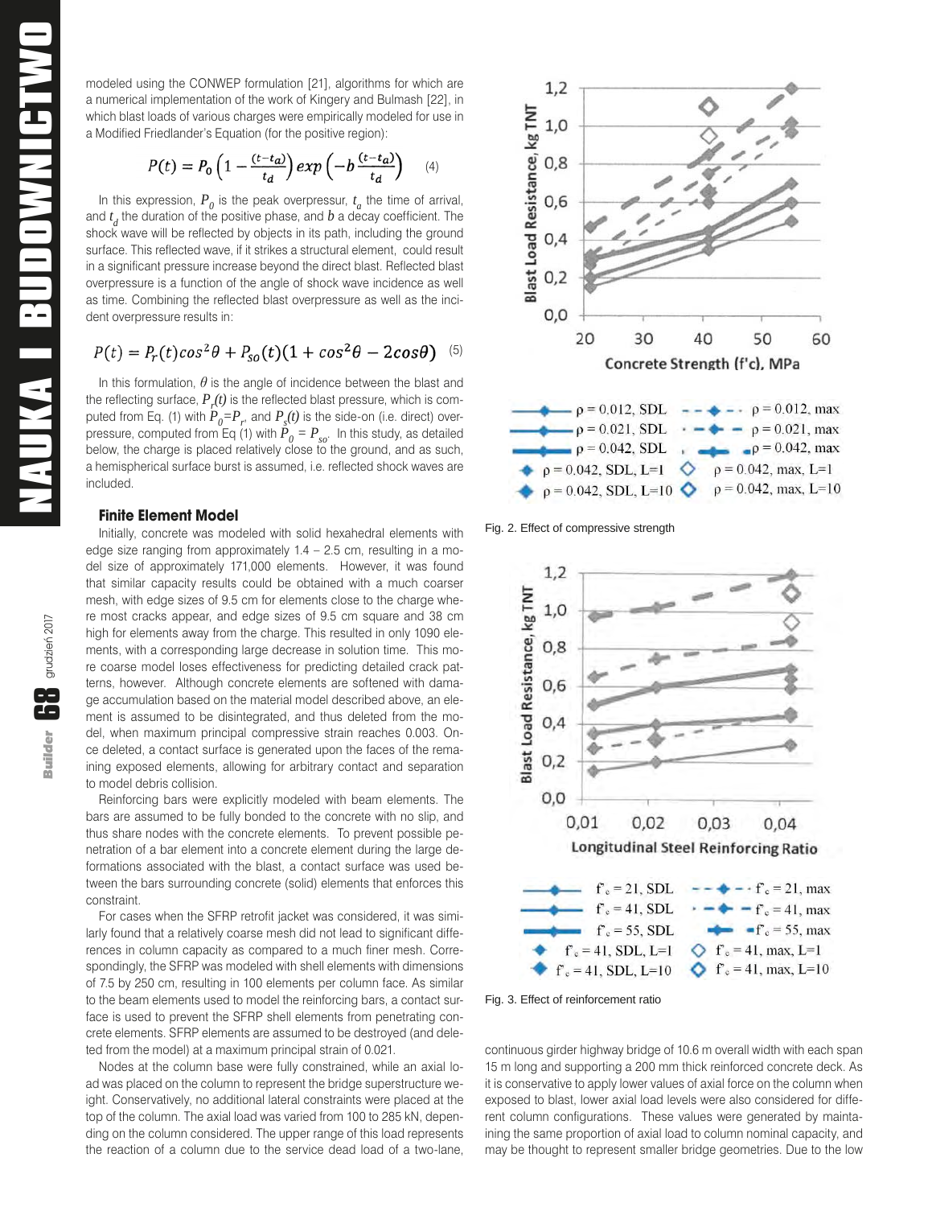modeled using the CONWEP formulation [21], algorithms for which are a numerical implementation of the work of Kingery and Bulmash [22], in which blast loads of various charges were empirically modeled for use in a Modified Friedlander's Equation (for the positive region):

$$P(t) = P_0\left(1 - \frac{(t-t_a)}{t_d}\right) exp\left(-b\frac{(t-t_a)}{t_d}\right) \quad (4)$$

In this expression, $P_0$ is the peak overpressur, $t_a$ the time of arrival, and $t_d$ the duration of the positive phase, and $b$ a decay coefficient. The shock wave will be reflected by objects in its path, including the ground surface. This reflected wave, if it strikes a structural element, could result in a significant pressure increase beyond the direct blast. Reflected blast overpressure is a function of the angle of shock wave incidence as well as time. Combining the reflected blast overpressure as well as the incident overpressure results in:

$$P(t) = P_r(t)cos^2\theta + P_{so}(t)(1 + cos^2\theta - 2cos\theta) \quad (5)$$

In this formulation, $\theta$ is the angle of incidence between the blast and the reflecting surface, $P_r(t)$ is the reflected blast pressure, which is computed from Eq. (1) with $P_0 = P_r$, and $P_s(t)$ is the side-on (i.e. direct) overpressure, computed from Eq (1) with $P_0 = P_{so}$. In this study, as detailed below, the charge is placed relatively close to the ground, and as such, a hemispherical surface burst is assumed, i.e. reflected shock waves are included.

## Finite Element Model

Initially, concrete was modeled with solid hexahedral elements with edge size ranging from approximately 1.4 – 2.5 cm, resulting in a model size of approximately 171,000 elements. However, it was found that similar capacity results could be obtained with a much coarser mesh, with edge sizes of 9.5 cm for elements close to the charge where most cracks appear, and edge sizes of 9.5 cm square and 38 cm high for elements away from the charge. This resulted in only 1090 elements, with a corresponding large decrease in solution time. This more coarse model loses effectiveness for predicting detailed crack patterns, however. Although concrete elements are softened with damage accumulation based on the material model described above, an element is assumed to be disintegrated, and thus deleted from the model, when maximum principal compressive strain reaches 0.003. Once deleted, a contact surface is generated upon the faces of the remaining exposed elements, allowing for arbitrary contact and separation to model debris collision.

Reinforcing bars were explicitly modeled with beam elements. The bars are assumed to be fully bonded to the concrete with no slip, and thus share nodes with the concrete elements. To prevent possible penetration of a bar element into a concrete element during the large deformations associated with the blast, a contact surface was used between the bars surrounding concrete (solid) elements that enforces this constraint.

For cases when the SFRP retrofit jacket was considered, it was similarly found that a relatively coarse mesh did not lead to significant differences in column capacity as compared to a much finer mesh. Correspondingly, the SFRP was modeled with shell elements with dimensions of 7.5 by 250 cm, resulting in 100 elements per column face. As similar to the beam elements used to model the reinforcing bars, a contact surface is used to prevent the SFRP shell elements from penetrating concrete elements. SFRP elements are assumed to be destroyed (and deleted from the model) at a maximum principal strain of 0.021.

Nodes at the column base were fully constrained, while an axial load was placed on the column to represent the bridge superstructure weight. Conservatively, no additional lateral constraints were placed at the top of the column. The axial load was varied from 100 to 285 kN, depending on the column considered. The upper range of this load represents the reaction of a column due to the service dead load of a two-lane,

Fig. 2. Effect of compressive strength

Fig. 3. Effect of reinforcement ratio

continuous girder highway bridge of 10.6 m overall width with each span 15 m long and supporting a 200 mm thick reinforced concrete deck. As it is conservative to apply lower values of axial force on the column when exposed to blast, lower axial load levels were also considered for different column configurations. These values were generated by maintaining the same proportion of axial load to column nominal capacity, and may be thought to represent smaller bridge geometries. Due to the low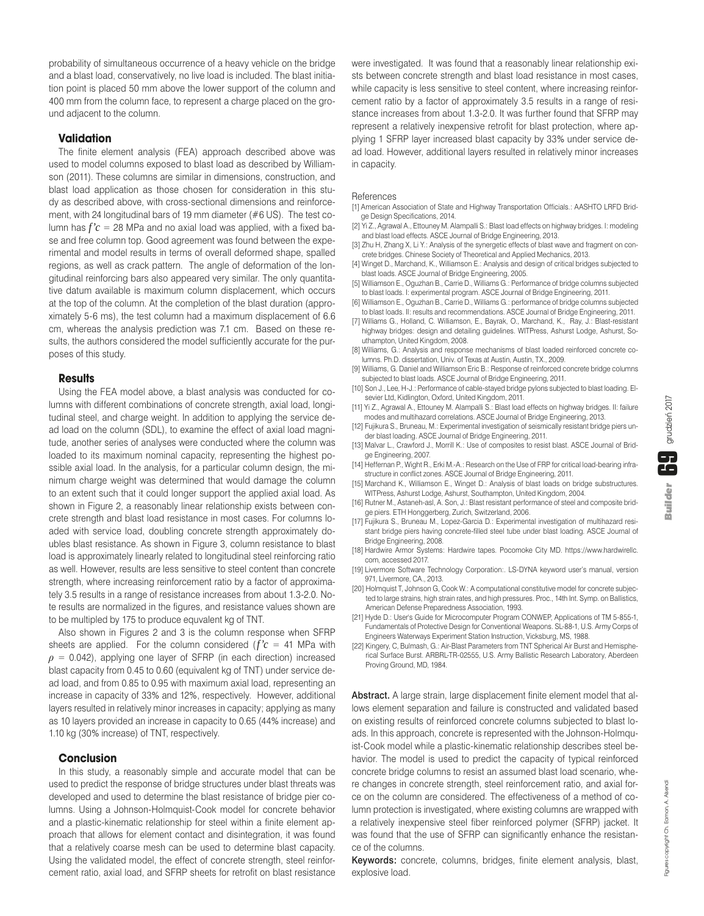probability of simultaneous occurrence of a heavy vehicle on the bridge and a blast load, conservatively, no live load is included. The blast initiation point is placed 50 mm above the lower support of the column and 400 mm from the column face, to represent a charge placed on the ground adjacent to the column.

### Validation

The finite element analysis (FEA) approach described above was used to model columns exposed to blast load as described by Williamson (2011). These columns are similar in dimensions, construction, and blast load application as those chosen for consideration in this study as described above, with cross-sectional dimensions and reinforcement, with 24 longitudinal bars of 19 mm diameter (#6 US). The test column has $f'c$ = 28 MPa and no axial load was applied, with a fixed base and free column top. Good agreement was found between the experimental and model results in terms of overall deformed shape, spalled regions, as well as crack pattern. The angle of deformation of the longitudinal reinforcing bars also appeared very similar. The only quantitative datum available is maximum column displacement, which occurs at the top of the column. At the completion of the blast duration (approximately 5-6 ms), the test column had a maximum displacement of 6.6 cm, whereas the analysis prediction was 7.1 cm. Based on these results, the authors considered the model sufficiently accurate for the purposes of this study.

### Results

Using the FEA model above, a blast analysis was conducted for columns with different combinations of concrete strength, axial load, longitudinal steel, and charge weight. In addition to applying the service dead load on the column (SDL), to examine the effect of axial load magnitude, another series of analyses were conducted where the column was loaded to its maximum nominal capacity, representing the highest possible axial load. In the analysis, for a particular column design, the minimum charge weight was determined that would damage the column to an extent such that it could longer support the applied axial load. As shown in Figure 2, a reasonably linear relationship exists between concrete strength and blast load resistance in most cases. For columns loaded with service load, doubling concrete strength approximately doubles blast resistance. As shown in Figure 3, column resistance to blast load is approximately linearly related to longitudinal steel reinforcing ratio as well. However, results are less sensitive to steel content than concrete strength, where increasing reinforcement ratio by a factor of approximately 3.5 results in a range of resistance increases from about 1.3-2.0. Note results are normalized in the figures, and resistance values shown are to be multipled by 175 to produce equvalent kg of TNT.

Also shown in Figures 2 and 3 is the column response when SFRP sheets are applied. For the column considered ($f'c$ = 41 MPa with $\rho$ = 0.042), applying one layer of SFRP (in each direction) increased blast capacity from 0.45 to 0.60 (equivalent kg of TNT) under service dead load, and from 0.85 to 0.95 with maximum axial load, representing an increase in capacity of 33% and 12%, respectively. However, additional layers resulted in relatively minor increases in capacity; applying as many as 10 layers provided an increase in capacity to 0.65 (44% increase) and 1.10 kg (30% increase) of TNT, respectively.

### Conclusion

In this study, a reasonably simple and accurate model that can be used to predict the response of bridge structures under blast threats was developed and used to determine the blast resistance of bridge pier columns. Using a Johnson-Holmquist-Cook model for concrete behavior and a plastic-kinematic relationship for steel within a finite element approach that allows for element contact and disintegration, it was found that a relatively coarse mesh can be used to determine blast capacity. Using the validated model, the effect of concrete strength, steel reinforcement ratio, axial load, and SFRP sheets for retrofit on blast resistance were investigated. It was found that a reasonably linear relationship exists between concrete strength and blast load resistance in most cases, while capacity is less sensitive to steel content, where increasing reinforcement ratio by a factor of approximately 3.5 results in a range of resistance increases from about 1.3-2.0. It was further found that SFRP may represent a relatively inexpensive retrofit for blast protection, where applying 1 SFRP layer increased blast capacity by 33% under service dead load. However, additional layers resulted in relatively minor increases in capacity.

References

[1] American Association of State and Highway Transportation Officials.: AASHTO LRFD Bridge Design Specifications, 2014.
[2] Yi Z., Agrawal A., Ettouney M. Alampalli S.: Blast load effects on highway bridges. I: modeling and blast load effects. ASCE Journal of Bridge Engineering, 2013.
[3] Zhu H, Zhang X, Li Y.: Analysis of the synergetic effects of blast wave and fragment on concrete bridges. Chinese Society of Theoretical and Applied Mechanics, 2013.
[4] Winget D., Marchand, K., Williamson E.: Analysis and design of critical bridges subjected to blast loads. ASCE Journal of Bridge Engineering, 2005.
[5] Williamson E., Oguzhan B., Carrie D., Williams G.: Performance of bridge columns subjected to blast loads. I: experimental program. ASCE Journal of Bridge Engineering, 2011.
[6] Williamson E., Oguzhan B., Carrie D., Williams G.: performance of bridge columns subjected to blast loads. II: results and recommendations. ASCE Journal of Bridge Engineering, 2011.
[7] Williams G., Holland, C. Williamson, E., Bayrak, O., Marchand, K., Ray, J.: Blast-resistant highway bridges: design and detailing guidelines. WITPress, Ashurst Lodge, Ashurst, Southampton, United Kingdom, 2008.
[8] Williams, G.: Analysis and response mechanisms of blast loaded reinforced concrete columns. Ph.D. dissertation, Univ. of Texas at Austin, Austin, TX., 2009.
[9] Williams, G. Daniel and Williamson Eric B.: Response of reinforced concrete bridge columns subjected to blast loads. ASCE Journal of Bridge Engineering, 2011.
[10] Son J., Lee, H.-J.: Performance of cable-stayed bridge pylons subjected to blast loading. Elsevier Ltd, Kidlington, Oxford, United Kingdom, 2011.
[11] Yi Z., Agrawal A., Ettouney M. Alampalli S.: Blast load effects on highway bridges. II: failure modes and multihazard correlations. ASCE Journal of Bridge Engineering, 2013.
[12] Fujikura S., Bruneau, M.: Experimental investigation of seismically resistant bridge piers under blast loading. ASCE Journal of Bridge Engineering, 2011.
[13] Malvar L., Crawford J., Morrill K.: Use of composites to resist blast. ASCE Journal of Bridge Engineering, 2007.
[14] Heffernan P., Wight R., Erki M.-A.: Research on the Use of FRP for critical load-bearing infrastructure in conflict zones. ASCE Journal of Bridge Engineering, 2011.
[15] Marchand K., Williamson E., Winget D.: Analysis of blast loads on bridge substructures. WITPress, Ashurst Lodge, Ashurst, Southampton, United Kingdom, 2004.
[16] Rutner M., Astaneh-asl, A. Son, J.: Blast resistant performance of steel and composite bridge piers. ETH Honggerberg, Zurich, Switzerland, 2006.
[17] Fujikura S., Bruneau M., Lopez-Garcia D.: Experimental investigation of multihazard resistant bridge piers having concrete-filled steel tube under blast loading. ASCE Journal of Bridge Engineering, 2008.
[18] Hardwire Armor Systems: Hardwire tapes. Pocomoke City MD. https://www.hardwirellc.com, accessed 2017.
[19] Livermore Software Technology Corporation:. LS-DYNA keyword user's manual, version 971, Livermore, CA., 2013.
[20] Holmquist T, Johnson G, Cook W.: A computational constitutive model for concrete subjected to large strains, high strain rates, and high pressures. Proc., 14th Int. Symp. on Ballistics, American Defense Preparedness Association, 1993.
[21] Hyde D.: User's Guide for Microcomputer Program CONWEP, Applications of TM 5-855-1, Fundamentals of Protective Design for Conventional Weapons. SL-88-1, U.S. Army Corps of Engineers Waterways Experiment Station Instruction, Vicksburg, MS, 1988.
[22] Kingery, C, Bulmash, G.: Air-Blast Parameters from TNT Spherical Air Burst and Hemispherical Surface Burst. ARBRL-TR-02555, U.S. Army Ballistic Research Laboratory, Aberdeen Proving Ground, MD, 1984.

**Abstract.** A large strain, large displacement finite element model that allows element separation and failure is constructed and validated based on existing results of reinforced concrete columns subjected to blast loads. In this approach, concrete is represented with the Johnson-Holmquist-Cook model while a plastic-kinematic relationship describes steel behavior. The model is used to predict the capacity of typical reinforced concrete bridge columns to resist an assumed blast load scenario, where changes in concrete strength, steel reinforcement ratio, and axial force on the column are considered. The effectiveness of a method of column protection is investigated, where existing columns are wrapped with a relatively inexpensive steel fiber reinforced polymer (SFRP) jacket. It was found that the use of SFRP can significantly enhance the resistance of the columns.

**Keywords:** concrete, columns, bridges, finite element analysis, blast, explosive load.

Figures copyright Ch. Eamon, A. Alkendi